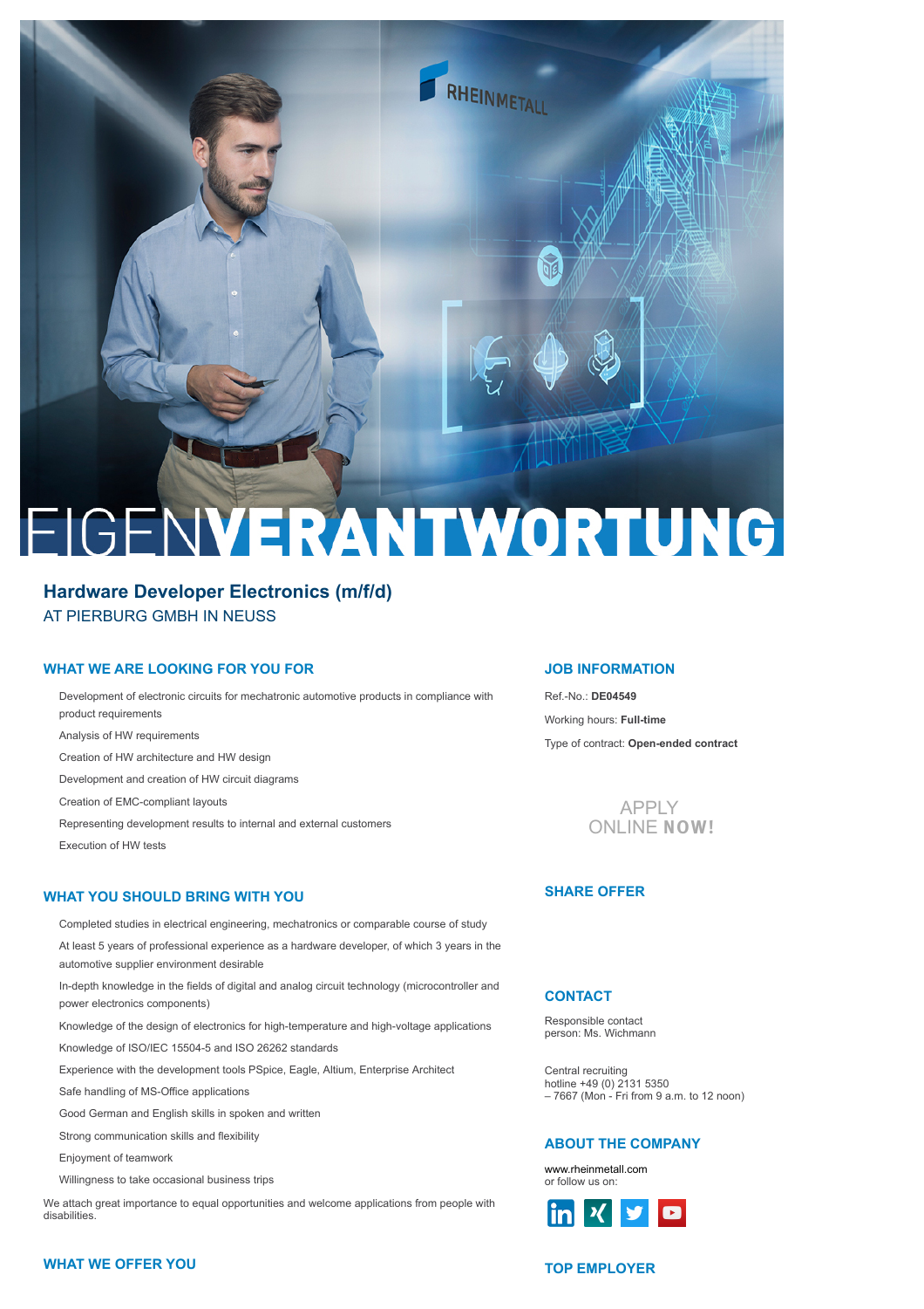EIGENVERANTWORTUNG

# Hardware Developer Electronics (m/f/d)

AT PIERBURG GMBH IN NEUSS

## WHAT WE ARE LOOKING FOR YOU FOR

- Development of electronic circuits for mechatronic automotive products in compliance with product requirements
- Analysis of HW requirements
- Creation of HW architecture and HW design
- Development and creation of HW circuit diagrams
- Creation of EMC-compliant layouts
- Representing development results to internal and external customers
- Execution of HW tests

## WHAT YOU SHOULD BRING WITH YOU

- Completed studies in electrical engineering, mechatronics or comparable course of study
- At least 5 years of professional experience as a hardware developer, of which 3 years in the automotive supplier environment desirable
- In-depth knowledge in the fields of digital and analog circuit technology (microcontroller and power electronics components)
- Knowledge of the design of electronics for high-temperature and high-voltage applications
- Knowledge of ISO/IEC 15504-5 and ISO 26262 standards
- Experience with the development tools PSpice, Eagle, Altium, Enterprise Architect
- Safe handling of MS-Office applications
- Good German and English skills in spoken and written
- Strong communication skills and flexibility
- Enjoyment of teamwork
- Willingness to take occasional business trips

We attach great importance to equal opportunities and welcome applications from people with disabilities.

## WHAT WE OFFER YOU

## JOB INFORMATION

Ref.-No.: **DE04549**

Working hours: **Full-time**

Type of contract: **Open-ended contract**

APPLY ONLINE **NOW!**

## SHARE OFFER

## CONTACT

Responsible contact person: Ms. Wichmann

Central recruiting hotline +49 (0) 2131 5350 – 7667 (Mon - Fri from 9 a.m. to 12 noon)

## ABOUT THE COMPANY

www.rheinmetall.com
or follow us on:

## TOP EMPLOYER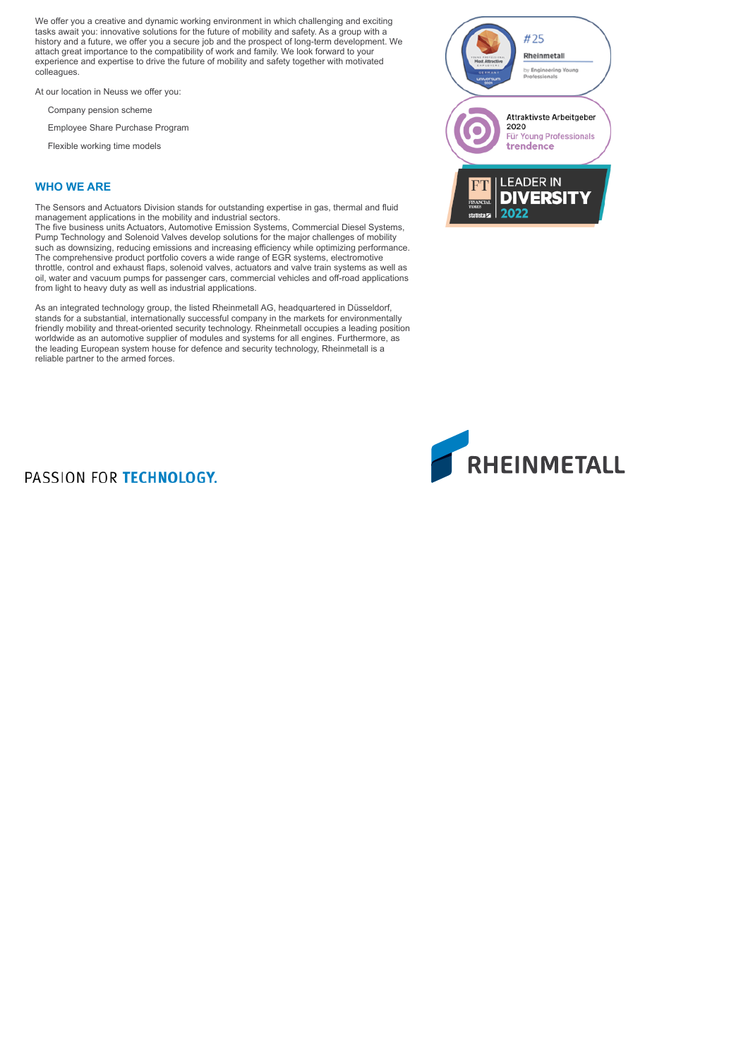We offer you a creative and dynamic working environment in which challenging and exciting tasks await you: innovative solutions for the future of mobility and safety. As a group with a history and a future, we offer you a secure job and the prospect of long-term development. We attach great importance to the compatibility of work and family. We look forward to your experience and expertise to drive the future of mobility and safety together with motivated colleagues.

At our location in Neuss we offer you:

- Company pension scheme
- Employee Share Purchase Program
- Flexible working time models

#25
Rheinmetall
by Engineering Young Professionals

Attraktivste Arbeitgeber 2020
Für Young Professionals
trendence

LEADER IN DIVERSITY 2022

## WHO WE ARE

The Sensors and Actuators Division stands for outstanding expertise in gas, thermal and fluid management applications in the mobility and industrial sectors.
The five business units Actuators, Automotive Emission Systems, Commercial Diesel Systems, Pump Technology and Solenoid Valves develop solutions for the major challenges of mobility such as downsizing, reducing emissions and increasing efficiency while optimizing performance. The comprehensive product portfolio covers a wide range of EGR systems, electromotive throttle, control and exhaust flaps, solenoid valves, actuators and valve train systems as well as oil, water and vacuum pumps for passenger cars, commercial vehicles and off-road applications from light to heavy duty as well as industrial applications.

As an integrated technology group, the listed Rheinmetall AG, headquartered in Düsseldorf, stands for a substantial, internationally successful company in the markets for environmentally friendly mobility and threat-oriented security technology. Rheinmetall occupies a leading position worldwide as an automotive supplier of modules and systems for all engines. Furthermore, as the leading European system house for defence and security technology, Rheinmetall is a reliable partner to the armed forces.

PASSION FOR **TECHNOLOGY.**

RHEINMETALL